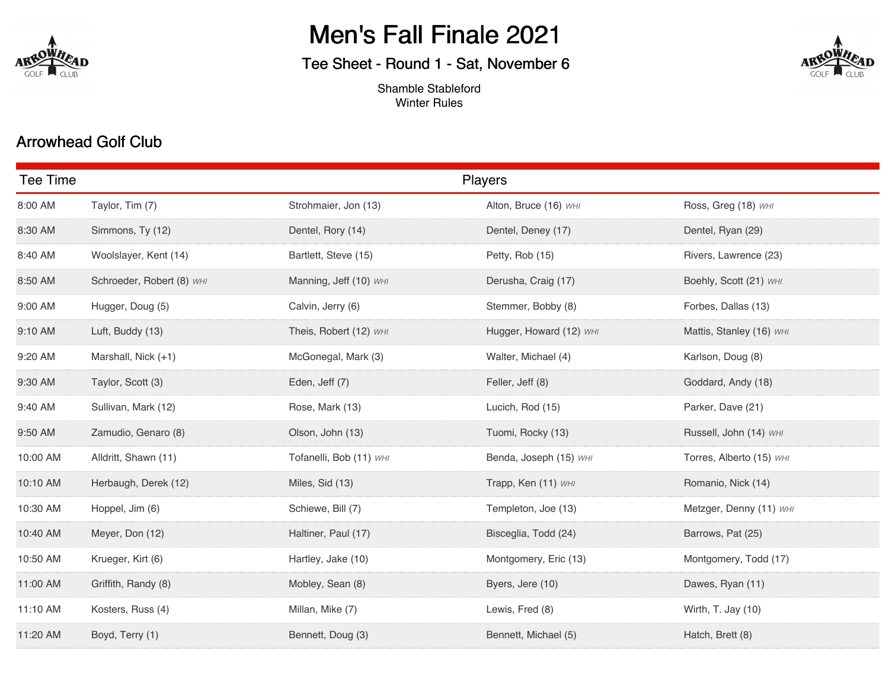# Men's Fall Finale 2021

## Tee Sheet - Round 1 - Sat, November 6

Shamble Stableford
Winter Rules

## Arrowhead Golf Club

| Tee Time | Players | | | |
|---|---|---|---|---|
| 8:00 AM | Taylor, Tim (7) | Strohmaier, Jon (13) | Alton, Bruce (16) *WHI* | Ross, Greg (18) *WHI* |
| 8:30 AM | Simmons, Ty (12) | Dentel, Rory (14) | Dentel, Deney (17) | Dentel, Ryan (29) |
| 8:40 AM | Woolslayer, Kent (14) | Bartlett, Steve (15) | Petty, Rob (15) | Rivers, Lawrence (23) |
| 8:50 AM | Schroeder, Robert (8) *WHI* | Manning, Jeff (10) *WHI* | Derusha, Craig (17) | Boehly, Scott (21) *WHI* |
| 9:00 AM | Hugger, Doug (5) | Calvin, Jerry (6) | Stemmer, Bobby (8) | Forbes, Dallas (13) |
| 9:10 AM | Luft, Buddy (13) | Theis, Robert (12) *WHI* | Hugger, Howard (12) *WHI* | Mattis, Stanley (16) *WHI* |
| 9:20 AM | Marshall, Nick (+1) | McGonegal, Mark (3) | Walter, Michael (4) | Karlson, Doug (8) |
| 9:30 AM | Taylor, Scott (3) | Eden, Jeff (7) | Feller, Jeff (8) | Goddard, Andy (18) |
| 9:40 AM | Sullivan, Mark (12) | Rose, Mark (13) | Lucich, Rod (15) | Parker, Dave (21) |
| 9:50 AM | Zamudio, Genaro (8) | Olson, John (13) | Tuomi, Rocky (13) | Russell, John (14) *WHI* |
| 10:00 AM | Alldritt, Shawn (11) | Tofanelli, Bob (11) *WHI* | Benda, Joseph (15) *WHI* | Torres, Alberto (15) *WHI* |
| 10:10 AM | Herbaugh, Derek (12) | Miles, Sid (13) | Trapp, Ken (11) *WHI* | Romanio, Nick (14) |
| 10:30 AM | Hoppel, Jim (6) | Schiewe, Bill (7) | Templeton, Joe (13) | Metzger, Denny (11) *WHI* |
| 10:40 AM | Meyer, Don (12) | Haltiner, Paul (17) | Bisceglia, Todd (24) | Barrows, Pat (25) |
| 10:50 AM | Krueger, Kirt (6) | Hartley, Jake (10) | Montgomery, Eric (13) | Montgomery, Todd (17) |
| 11:00 AM | Griffith, Randy (8) | Mobley, Sean (8) | Byers, Jere (10) | Dawes, Ryan (11) |
| 11:10 AM | Kosters, Russ (4) | Millan, Mike (7) | Lewis, Fred (8) | Wirth, T. Jay (10) |
| 11:20 AM | Boyd, Terry (1) | Bennett, Doug (3) | Bennett, Michael (5) | Hatch, Brett (8) |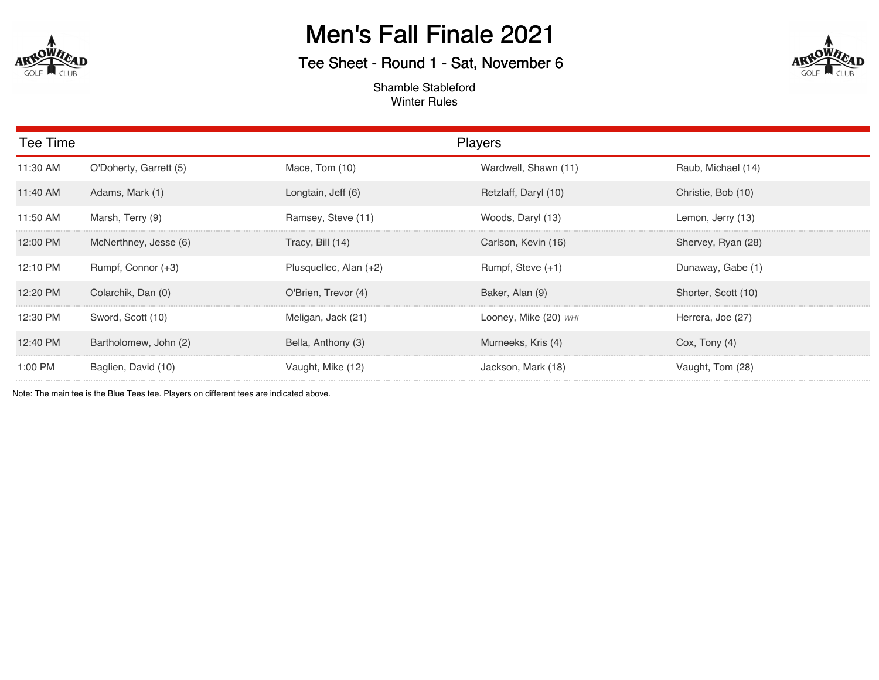# Men's Fall Finale 2021

## Tee Sheet - Round 1 - Sat, November 6

Shamble Stableford
Winter Rules

| Tee Time | Players | | | |
|---|---|---|---|---|
| 11:30 AM | O'Doherty, Garrett (5) | Mace, Tom (10) | Wardwell, Shawn (11) | Raub, Michael (14) |
| 11:40 AM | Adams, Mark (1) | Longtain, Jeff (6) | Retzlaff, Daryl (10) | Christie, Bob (10) |
| 11:50 AM | Marsh, Terry (9) | Ramsey, Steve (11) | Woods, Daryl (13) | Lemon, Jerry (13) |
| 12:00 PM | McNerthney, Jesse (6) | Tracy, Bill (14) | Carlson, Kevin (16) | Shervey, Ryan (28) |
| 12:10 PM | Rumpf, Connor (+3) | Plusquellec, Alan (+2) | Rumpf, Steve (+1) | Dunaway, Gabe (1) |
| 12:20 PM | Colarchik, Dan (0) | O'Brien, Trevor (4) | Baker, Alan (9) | Shorter, Scott (10) |
| 12:30 PM | Sword, Scott (10) | Meligan, Jack (21) | Looney, Mike (20) *WHI* | Herrera, Joe (27) |
| 12:40 PM | Bartholomew, John (2) | Bella, Anthony (3) | Murneeks, Kris (4) | Cox, Tony (4) |
| 1:00 PM | Baglien, David (10) | Vaught, Mike (12) | Jackson, Mark (18) | Vaught, Tom (28) |

Note: The main tee is the Blue Tees tee. Players on different tees are indicated above.